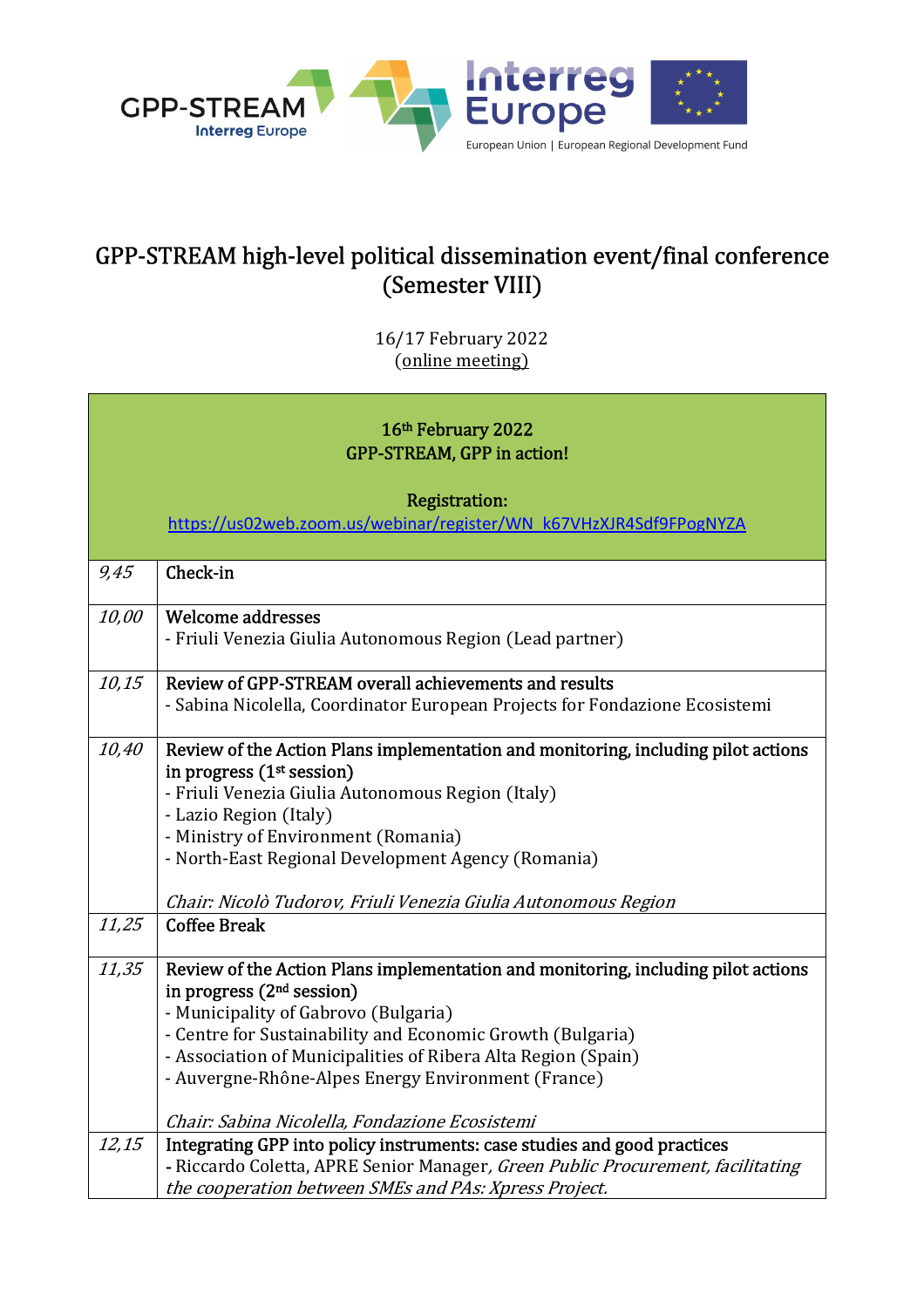# GPP-STREAM high-level political dissemination event/final conference (Semester VIII)

16/17 February 2022
(online meeting)

| | **16th February 2022**<br>**GPP-STREAM, GPP in action!**<br><br>**Registration:**<br>https://us02web.zoom.us/webinar/register/WN_k67VHzXJR4Sdf9FPogNYZA |
|---|---|
| *9,45* | Check-in |
| *10,00* | Welcome addresses<br>- Friuli Venezia Giulia Autonomous Region (Lead partner) |
| *10,15* | Review of GPP-STREAM overall achievements and results<br>- Sabina Nicolella, Coordinator European Projects for Fondazione Ecosistemi |
| *10,40* | Review of the Action Plans implementation and monitoring, including pilot actions in progress (1st session)<br>- Friuli Venezia Giulia Autonomous Region (Italy)<br>- Lazio Region (Italy)<br>- Ministry of Environment (Romania)<br>- North-East Regional Development Agency (Romania)<br><br>*Chair: Nicolò Tudorov, Friuli Venezia Giulia Autonomous Region* |
| *11,25* | Coffee Break |
| *11,35* | Review of the Action Plans implementation and monitoring, including pilot actions in progress (2nd session)<br>- Municipality of Gabrovo (Bulgaria)<br>- Centre for Sustainability and Economic Growth (Bulgaria)<br>- Association of Municipalities of Ribera Alta Region (Spain)<br>- Auvergne-Rhône-Alpes Energy Environment (France)<br><br>*Chair: Sabina Nicolella, Fondazione Ecosistemi* |
| *12,15* | Integrating GPP into policy instruments: case studies and good practices<br>- Riccardo Coletta, APRE Senior Manager, *Green Public Procurement, facilitating the cooperation between SMEs and PAs: Xpress Project.* |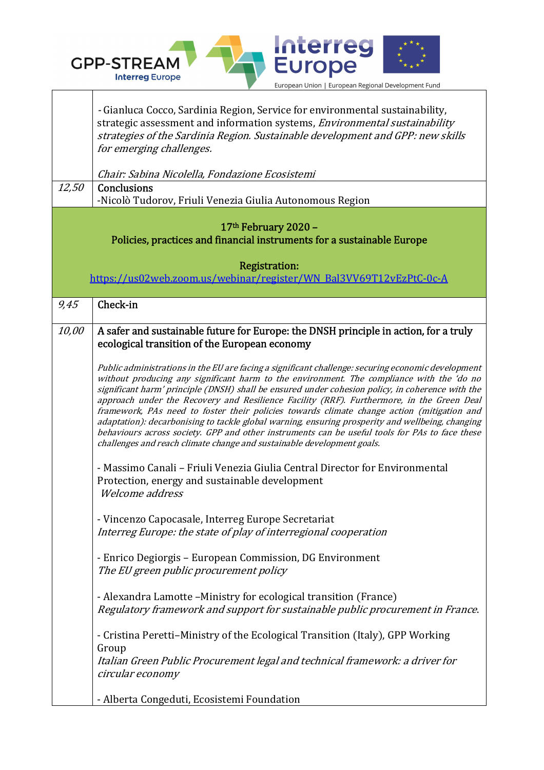| | |
|---|---|
| | - Gianluca Cocco, Sardinia Region, Service for environmental sustainability, strategic assessment and information systems, *Environmental sustainability strategies of the Sardinia Region. Sustainable development and GPP: new skills for emerging challenges.*<br><br>*Chair: Sabina Nicolella, Fondazione Ecosistemi* |
| *12,50* | Conclusions<br>-Nicolò Tudorov, Friuli Venezia Giulia Autonomous Region |
| | **17th February 2020 –**<br>**Policies, practices and financial instruments for a sustainable Europe**<br><br>**Registration:**<br>https://us02web.zoom.us/webinar/register/WN_Bal3VV69T12vEzPtC-0c-A |
| *9,45* | **Check-in** |
| *10,00* | **A safer and sustainable future for Europe: the DNSH principle in action, for a truly ecological transition of the European economy**<br><br>*Public administrations in the EU are facing a significant challenge: securing economic development without producing any significant harm to the environment. The compliance with the 'do no significant harm' principle (DNSH) shall be ensured under cohesion policy, in coherence with the approach under the Recovery and Resilience Facility (RRF). Furthermore, in the Green Deal framework, PAs need to foster their policies towards climate change action (mitigation and adaptation): decarbonising to tackle global warning, ensuring prosperity and wellbeing, changing behaviours across society. GPP and other instruments can be useful tools for PAs to face these challenges and reach climate change and sustainable development goals.*<br><br>- Massimo Canali – Friuli Venezia Giulia Central Director for Environmental Protection, energy and sustainable development<br>*Welcome address*<br><br>- Vincenzo Capocasale, Interreg Europe Secretariat<br>*Interreg Europe: the state of play of interregional cooperation*<br><br>- Enrico Degiorgis – European Commission, DG Environment<br>*The EU green public procurement policy*<br><br>- Alexandra Lamotte –Ministry for ecological transition (France)<br>*Regulatory framework and support for sustainable public procurement in France.*<br><br>- Cristina Peretti–Ministry of the Ecological Transition (Italy), GPP Working Group<br>*Italian Green Public Procurement legal and technical framework: a driver for circular economy*<br><br>- Alberta Congeduti, Ecosistemi Foundation |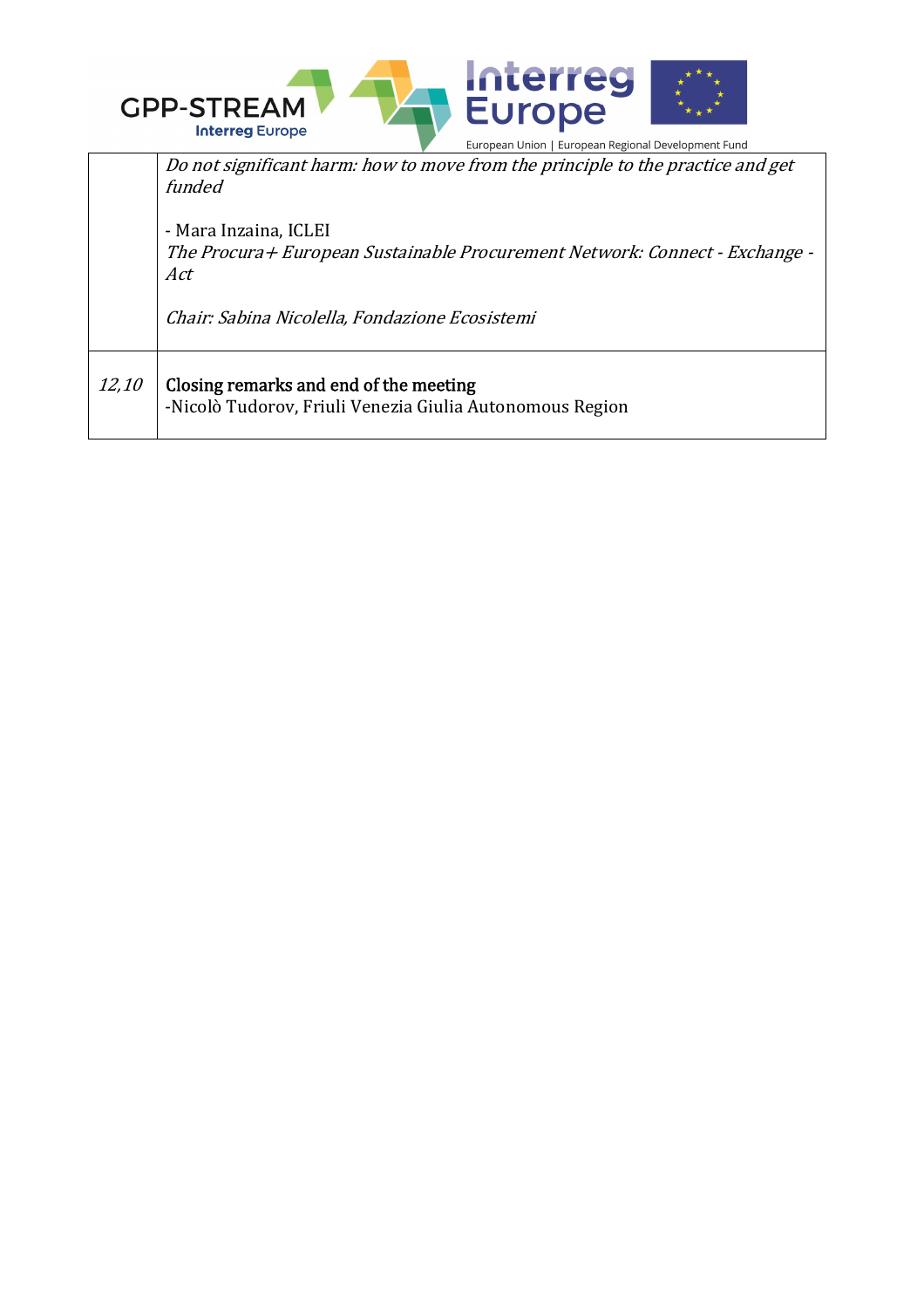| | |
|---|---|
| | *Do not significant harm: how to move from the principle to the practice and get funded*<br><br>- Mara Inzaina, ICLEI<br>*The Procura+ European Sustainable Procurement Network: Connect - Exchange - Act*<br><br>*Chair: Sabina Nicolella, Fondazione Ecosistemi* |
| *12,10* | Closing remarks and end of the meeting<br>-Nicolò Tudorov, Friuli Venezia Giulia Autonomous Region |